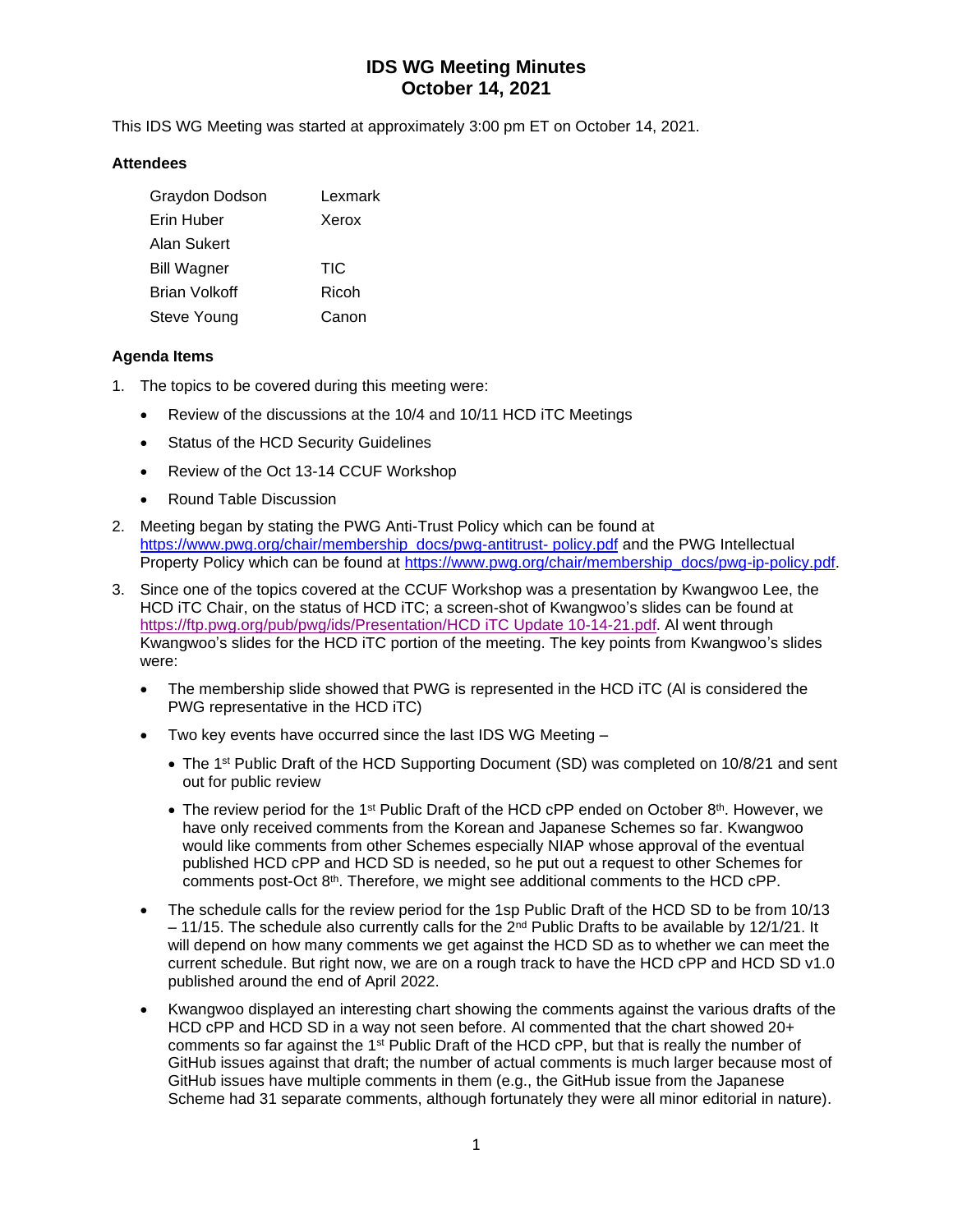# IDS WG Meeting Minutes
# October 14, 2021

This IDS WG Meeting was started at approximately 3:00 pm ET on October 14, 2021.

### Attendees

| | |
|---|---|
| Graydon Dodson | Lexmark |
| Erin Huber | Xerox |
| Alan Sukert | |
| Bill Wagner | TIC |
| Brian Volkoff | Ricoh |
| Steve Young | Canon |

### Agenda Items

1. The topics to be covered during this meeting were:
   - Review of the discussions at the 10/4 and 10/11 HCD iTC Meetings
   - Status of the HCD Security Guidelines
   - Review of the Oct 13-14 CCUF Workshop
   - Round Table Discussion
2. Meeting began by stating the PWG Anti-Trust Policy which can be found at https://www.pwg.org/chair/membership_docs/pwg-antitrust- policy.pdf and the PWG Intellectual Property Policy which can be found at https://www.pwg.org/chair/membership_docs/pwg-ip-policy.pdf.
3. Since one of the topics covered at the CCUF Workshop was a presentation by Kwangwoo Lee, the HCD iTC Chair, on the status of HCD iTC; a screen-shot of Kwangwoo's slides can be found at https://ftp.pwg.org/pub/pwg/ids/Presentation/HCD iTC Update 10-14-21.pdf. Al went through Kwangwoo's slides for the HCD iTC portion of the meeting. The key points from Kwangwoo's slides were:
   - The membership slide showed that PWG is represented in the HCD iTC (Al is considered the PWG representative in the HCD iTC)
   - Two key events have occurred since the last IDS WG Meeting –
     - The 1st Public Draft of the HCD Supporting Document (SD) was completed on 10/8/21 and sent out for public review
     - The review period for the 1st Public Draft of the HCD cPP ended on October 8th. However, we have only received comments from the Korean and Japanese Schemes so far. Kwangwoo would like comments from other Schemes especially NIAP whose approval of the eventual published HCD cPP and HCD SD is needed, so he put out a request to other Schemes for comments post-Oct 8th. Therefore, we might see additional comments to the HCD cPP.
   - The schedule calls for the review period for the 1sp Public Draft of the HCD SD to be from 10/13 – 11/15. The schedule also currently calls for the 2nd Public Drafts to be available by 12/1/21. It will depend on how many comments we get against the HCD SD as to whether we can meet the current schedule. But right now, we are on a rough track to have the HCD cPP and HCD SD v1.0 published around the end of April 2022.
   - Kwangwoo displayed an interesting chart showing the comments against the various drafts of the HCD cPP and HCD SD in a way not seen before. Al commented that the chart showed 20+ comments so far against the 1st Public Draft of the HCD cPP, but that is really the number of GitHub issues against that draft; the number of actual comments is much larger because most of GitHub issues have multiple comments in them (e.g., the GitHub issue from the Japanese Scheme had 31 separate comments, although fortunately they were all minor editorial in nature).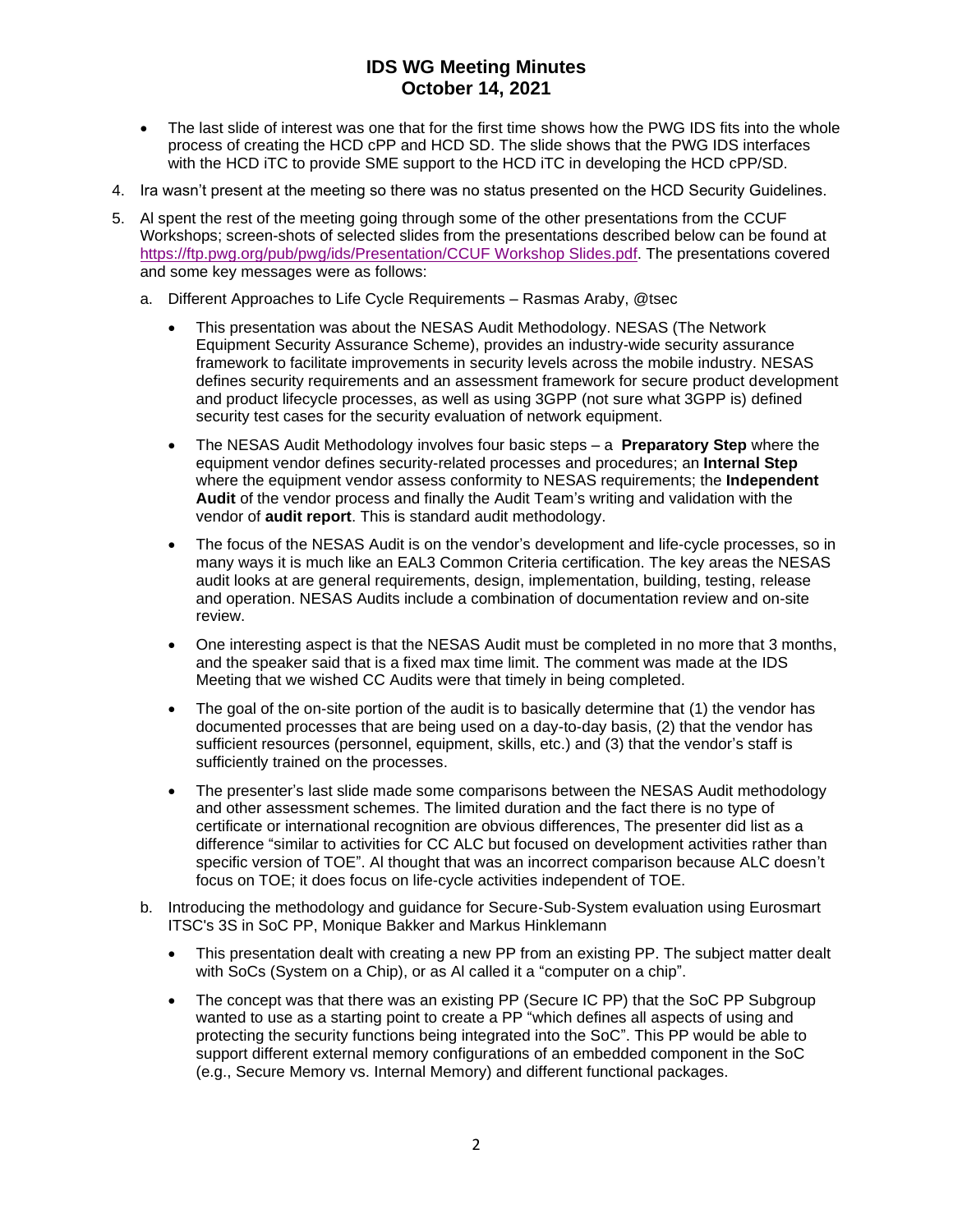- The last slide of interest was one that for the first time shows how the PWG IDS fits into the whole process of creating the HCD cPP and HCD SD. The slide shows that the PWG IDS interfaces with the HCD iTC to provide SME support to the HCD iTC in developing the HCD cPP/SD.

4. Ira wasn't present at the meeting so there was no status presented on the HCD Security Guidelines.

5. Al spent the rest of the meeting going through some of the other presentations from the CCUF Workshops; screen-shots of selected slides from the presentations described below can be found at https://ftp.pwg.org/pub/pwg/ids/Presentation/CCUF Workshop Slides.pdf. The presentations covered and some key messages were as follows:

   a. Different Approaches to Life Cycle Requirements – Rasmas Araby, @tsec

      - This presentation was about the NESAS Audit Methodology. NESAS (The Network Equipment Security Assurance Scheme), provides an industry-wide security assurance framework to facilitate improvements in security levels across the mobile industry. NESAS defines security requirements and an assessment framework for secure product development and product lifecycle processes, as well as using 3GPP (not sure what 3GPP is) defined security test cases for the security evaluation of network equipment.
      - The NESAS Audit Methodology involves four basic steps – a **Preparatory Step** where the equipment vendor defines security-related processes and procedures; an **Internal Step** where the equipment vendor assess conformity to NESAS requirements; the **Independent Audit** of the vendor process and finally the Audit Team's writing and validation with the vendor of **audit report**. This is standard audit methodology.
      - The focus of the NESAS Audit is on the vendor's development and life-cycle processes, so in many ways it is much like an EAL3 Common Criteria certification. The key areas the NESAS audit looks at are general requirements, design, implementation, building, testing, release and operation. NESAS Audits include a combination of documentation review and on-site review.
      - One interesting aspect is that the NESAS Audit must be completed in no more that 3 months, and the speaker said that is a fixed max time limit. The comment was made at the IDS Meeting that we wished CC Audits were that timely in being completed.
      - The goal of the on-site portion of the audit is to basically determine that (1) the vendor has documented processes that are being used on a day-to-day basis, (2) that the vendor has sufficient resources (personnel, equipment, skills, etc.) and (3) that the vendor's staff is sufficiently trained on the processes.
      - The presenter's last slide made some comparisons between the NESAS Audit methodology and other assessment schemes. The limited duration and the fact there is no type of certificate or international recognition are obvious differences, The presenter did list as a difference "similar to activities for CC ALC but focused on development activities rather than specific version of TOE". Al thought that was an incorrect comparison because ALC doesn't focus on TOE; it does focus on life-cycle activities independent of TOE.

   b. Introducing the methodology and guidance for Secure-Sub-System evaluation using Eurosmart ITSC's 3S in SoC PP, Monique Bakker and Markus Hinklemann

      - This presentation dealt with creating a new PP from an existing PP. The subject matter dealt with SoCs (System on a Chip), or as Al called it a "computer on a chip".
      - The concept was that there was an existing PP (Secure IC PP) that the SoC PP Subgroup wanted to use as a starting point to create a PP "which defines all aspects of using and protecting the security functions being integrated into the SoC". This PP would be able to support different external memory configurations of an embedded component in the SoC (e.g., Secure Memory vs. Internal Memory) and different functional packages.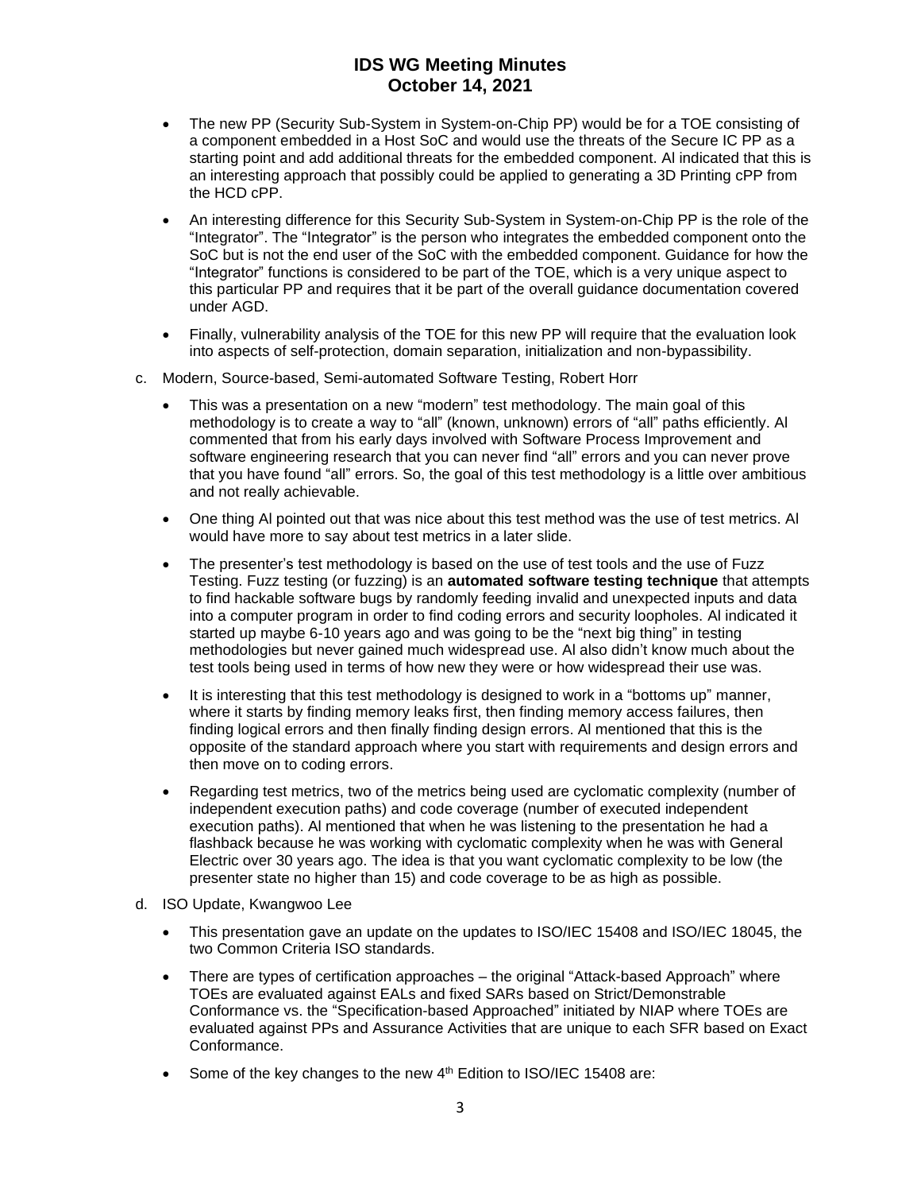- The new PP (Security Sub-System in System-on-Chip PP) would be for a TOE consisting of a component embedded in a Host SoC and would use the threats of the Secure IC PP as a starting point and add additional threats for the embedded component. Al indicated that this is an interesting approach that possibly could be applied to generating a 3D Printing cPP from the HCD cPP.
- An interesting difference for this Security Sub-System in System-on-Chip PP is the role of the "Integrator". The "Integrator" is the person who integrates the embedded component onto the SoC but is not the end user of the SoC with the embedded component. Guidance for how the "Integrator" functions is considered to be part of the TOE, which is a very unique aspect to this particular PP and requires that it be part of the overall guidance documentation covered under AGD.
- Finally, vulnerability analysis of the TOE for this new PP will require that the evaluation look into aspects of self-protection, domain separation, initialization and non-bypassibility.

c. Modern, Source-based, Semi-automated Software Testing, Robert Horr

- This was a presentation on a new "modern" test methodology. The main goal of this methodology is to create a way to "all" (known, unknown) errors of "all" paths efficiently. Al commented that from his early days involved with Software Process Improvement and software engineering research that you can never find "all" errors and you can never prove that you have found "all" errors. So, the goal of this test methodology is a little over ambitious and not really achievable.
- One thing Al pointed out that was nice about this test method was the use of test metrics. Al would have more to say about test metrics in a later slide.
- The presenter's test methodology is based on the use of test tools and the use of Fuzz Testing. Fuzz testing (or fuzzing) is an **automated software testing technique** that attempts to find hackable software bugs by randomly feeding invalid and unexpected inputs and data into a computer program in order to find coding errors and security loopholes. Al indicated it started up maybe 6-10 years ago and was going to be the "next big thing" in testing methodologies but never gained much widespread use. Al also didn't know much about the test tools being used in terms of how new they were or how widespread their use was.
- It is interesting that this test methodology is designed to work in a "bottoms up" manner, where it starts by finding memory leaks first, then finding memory access failures, then finding logical errors and then finally finding design errors. Al mentioned that this is the opposite of the standard approach where you start with requirements and design errors and then move on to coding errors.
- Regarding test metrics, two of the metrics being used are cyclomatic complexity (number of independent execution paths) and code coverage (number of executed independent execution paths). Al mentioned that when he was listening to the presentation he had a flashback because he was working with cyclomatic complexity when he was with General Electric over 30 years ago. The idea is that you want cyclomatic complexity to be low (the presenter state no higher than 15) and code coverage to be as high as possible.

d. ISO Update, Kwangwoo Lee

- This presentation gave an update on the updates to ISO/IEC 15408 and ISO/IEC 18045, the two Common Criteria ISO standards.
- There are types of certification approaches – the original "Attack-based Approach" where TOEs are evaluated against EALs and fixed SARs based on Strict/Demonstrable Conformance vs. the "Specification-based Approached" initiated by NIAP where TOEs are evaluated against PPs and Assurance Activities that are unique to each SFR based on Exact Conformance.
- Some of the key changes to the new 4th Edition to ISO/IEC 15408 are: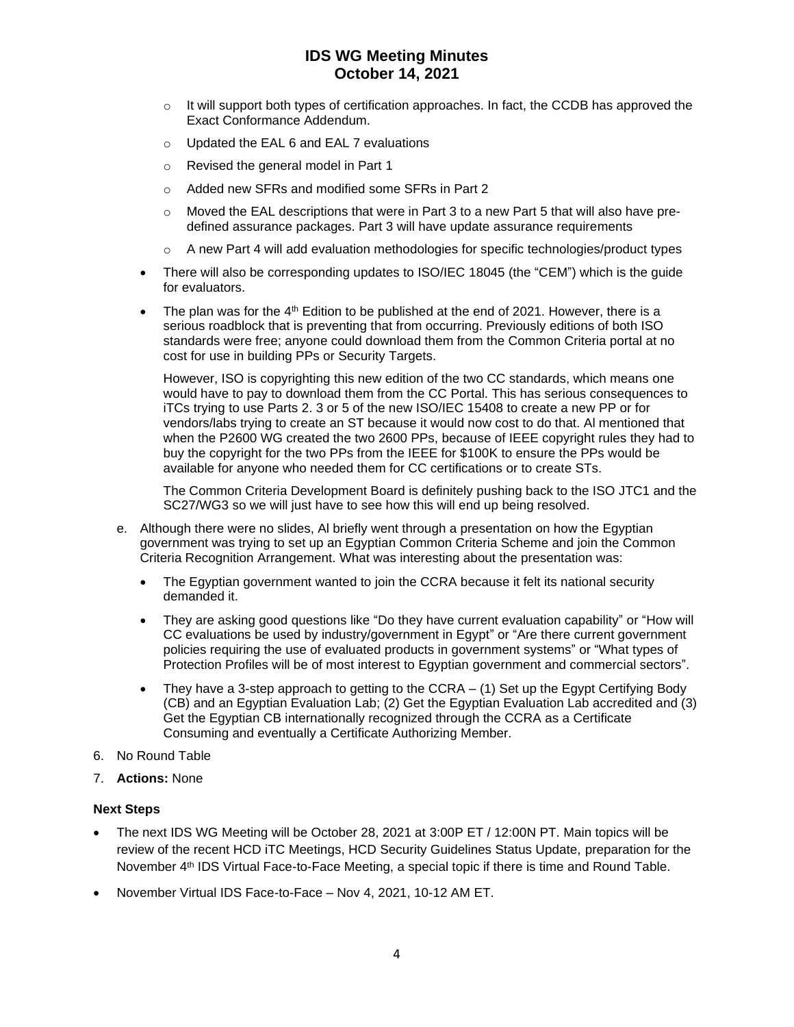- It will support both types of certification approaches. In fact, the CCDB has approved the Exact Conformance Addendum.
  - Updated the EAL 6 and EAL 7 evaluations
  - Revised the general model in Part 1
  - Added new SFRs and modified some SFRs in Part 2
  - Moved the EAL descriptions that were in Part 3 to a new Part 5 that will also have pre-defined assurance packages. Part 3 will have update assurance requirements
  - A new Part 4 will add evaluation methodologies for specific technologies/product types

- There will also be corresponding updates to ISO/IEC 18045 (the "CEM") which is the guide for evaluators.
- The plan was for the 4th Edition to be published at the end of 2021. However, there is a serious roadblock that is preventing that from occurring. Previously editions of both ISO standards were free; anyone could download them from the Common Criteria portal at no cost for use in building PPs or Security Targets.

  However, ISO is copyrighting this new edition of the two CC standards, which means one would have to pay to download them from the CC Portal. This has serious consequences to iTCs trying to use Parts 2. 3 or 5 of the new ISO/IEC 15408 to create a new PP or for vendors/labs trying to create an ST because it would now cost to do that. Al mentioned that when the P2600 WG created the two 2600 PPs, because of IEEE copyright rules they had to buy the copyright for the two PPs from the IEEE for $100K to ensure the PPs would be available for anyone who needed them for CC certifications or to create STs.

  The Common Criteria Development Board is definitely pushing back to the ISO JTC1 and the SC27/WG3 so we will just have to see how this will end up being resolved.

e. Although there were no slides, Al briefly went through a presentation on how the Egyptian government was trying to set up an Egyptian Common Criteria Scheme and join the Common Criteria Recognition Arrangement. What was interesting about the presentation was:

- The Egyptian government wanted to join the CCRA because it felt its national security demanded it.
- They are asking good questions like "Do they have current evaluation capability" or "How will CC evaluations be used by industry/government in Egypt" or "Are there current government policies requiring the use of evaluated products in government systems" or "What types of Protection Profiles will be of most interest to Egyptian government and commercial sectors".
- They have a 3-step approach to getting to the CCRA – (1) Set up the Egypt Certifying Body (CB) and an Egyptian Evaluation Lab; (2) Get the Egyptian Evaluation Lab accredited and (3) Get the Egyptian CB internationally recognized through the CCRA as a Certificate Consuming and eventually a Certificate Authorizing Member.

6. No Round Table
7. **Actions:** None

**Next Steps**

- The next IDS WG Meeting will be October 28, 2021 at 3:00P ET / 12:00N PT. Main topics will be review of the recent HCD iTC Meetings, HCD Security Guidelines Status Update, preparation for the November 4th IDS Virtual Face-to-Face Meeting, a special topic if there is time and Round Table.
- November Virtual IDS Face-to-Face – Nov 4, 2021, 10-12 AM ET.